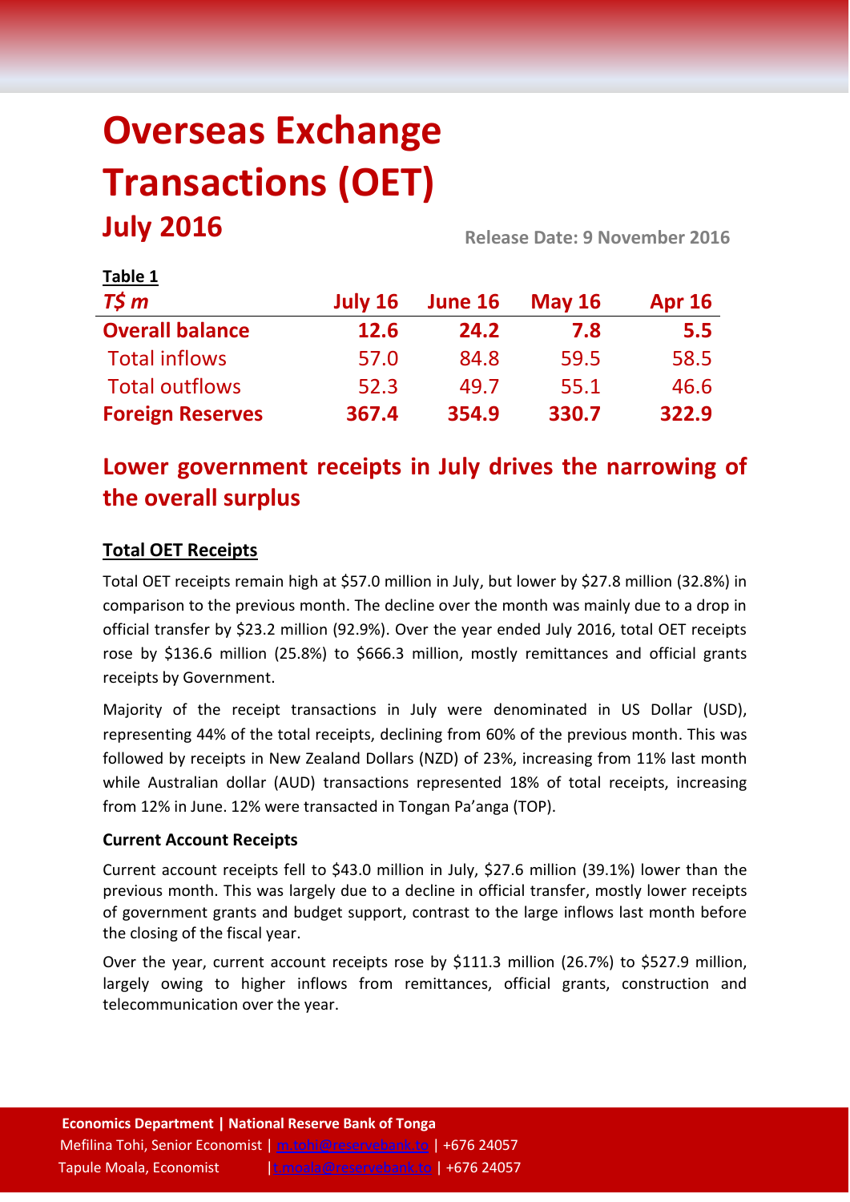# Overseas Exchange Transactions (OET)

## July 2016

**Release Date: 9 November 2016**

**Table 1**

| *T$ m* | July 16 | June 16 | May 16 | Apr 16 |
|---|---|---|---|---|
| **Overall balance** | **12.6** | **24.2** | **7.8** | **5.5** |
| Total inflows | 57.0 | 84.8 | 59.5 | 58.5 |
| Total outflows | 52.3 | 49.7 | 55.1 | 46.6 |
| **Foreign Reserves** | **367.4** | **354.9** | **330.7** | **322.9** |

## Lower government receipts in July drives the narrowing of the overall surplus

### Total OET Receipts

Total OET receipts remain high at $57.0 million in July, but lower by $27.8 million (32.8%) in comparison to the previous month. The decline over the month was mainly due to a drop in official transfer by $23.2 million (92.9%). Over the year ended July 2016, total OET receipts rose by $136.6 million (25.8%) to $666.3 million, mostly remittances and official grants receipts by Government.

Majority of the receipt transactions in July were denominated in US Dollar (USD), representing 44% of the total receipts, declining from 60% of the previous month. This was followed by receipts in New Zealand Dollars (NZD) of 23%, increasing from 11% last month while Australian dollar (AUD) transactions represented 18% of total receipts, increasing from 12% in June. 12% were transacted in Tongan Pa'anga (TOP).

**Current Account Receipts**

Current account receipts fell to $43.0 million in July, $27.6 million (39.1%) lower than the previous month. This was largely due to a decline in official transfer, mostly lower receipts of government grants and budget support, contrast to the large inflows last month before the closing of the fiscal year.

Over the year, current account receipts rose by $111.3 million (26.7%) to $527.9 million, largely owing to higher inflows from remittances, official grants, construction and telecommunication over the year.

**Economics Department | National Reserve Bank of Tonga**
Mefilina Tohi, Senior Economist | m.tohi@reservebank.to | +676 24057
Tapule Moala, Economist | t.moala@reservebank.to | +676 24057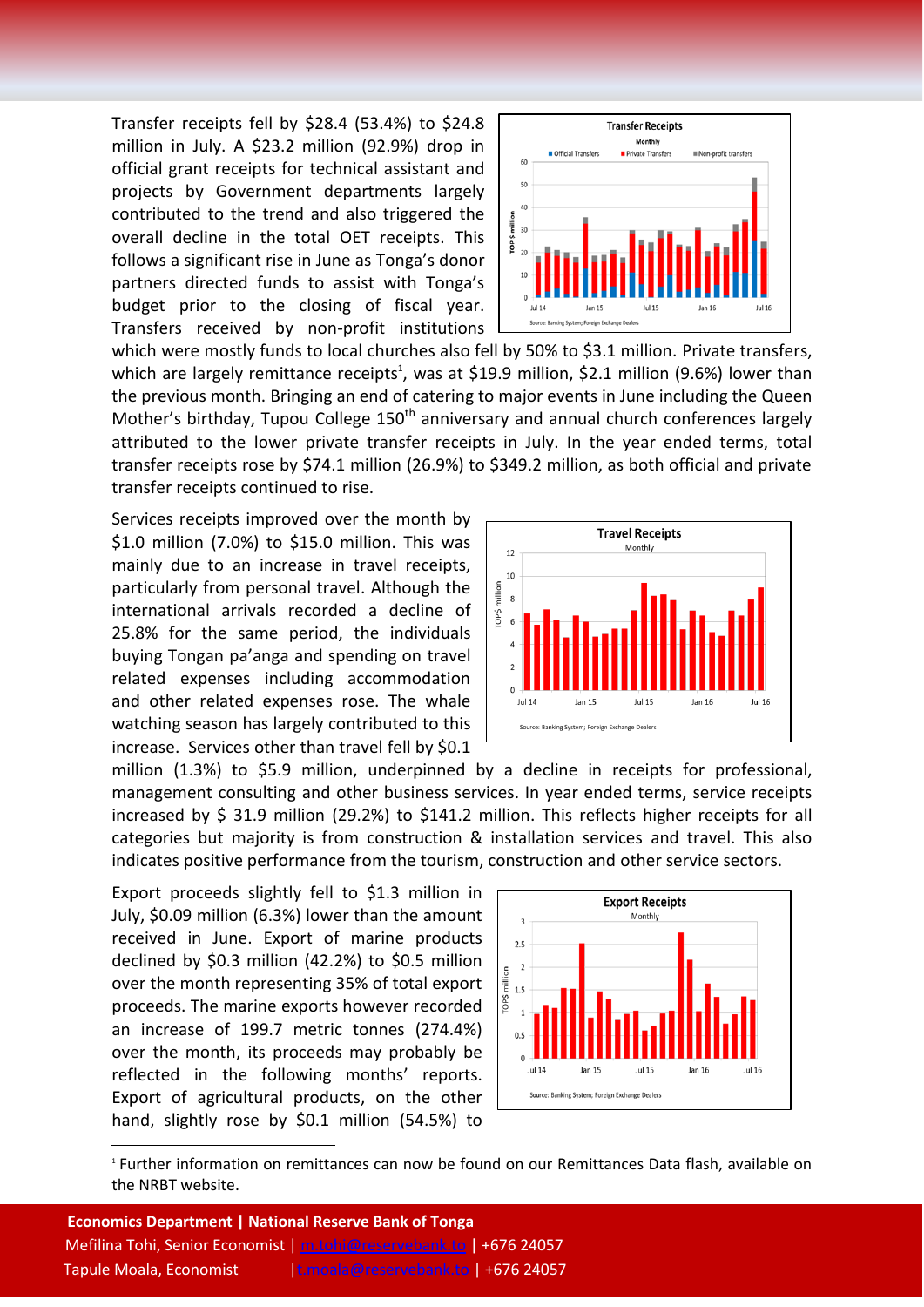Transfer receipts fell by $28.4 (53.4%) to $24.8 million in July. A $23.2 million (92.9%) drop in official grant receipts for technical assistant and projects by Government departments largely contributed to the trend and also triggered the overall decline in the total OET receipts. This follows a significant rise in June as Tonga's donor partners directed funds to assist with Tonga's budget prior to the closing of fiscal year. Transfers received by non-profit institutions which were mostly funds to local churches also fell by 50% to $3.1 million. Private transfers, which are largely remittance receipts[1], was at $19.9 million, $2.1 million (9.6%) lower than the previous month. Bringing an end of catering to major events in June including the Queen Mother's birthday, Tupou College 150th anniversary and annual church conferences largely attributed to the lower private transfer receipts in July. In the year ended terms, total transfer receipts rose by $74.1 million (26.9%) to $349.2 million, as both official and private transfer receipts continued to rise.

Services receipts improved over the month by $1.0 million (7.0%) to $15.0 million. This was mainly due to an increase in travel receipts, particularly from personal travel. Although the international arrivals recorded a decline of 25.8% for the same period, the individuals buying Tongan pa'anga and spending on travel related expenses including accommodation and other related expenses rose. The whale watching season has largely contributed to this increase. Services other than travel fell by $0.1 million (1.3%) to $5.9 million, underpinned by a decline in receipts for professional, management consulting and other business services. In year ended terms, service receipts increased by $ 31.9 million (29.2%) to $141.2 million. This reflects higher receipts for all categories but majority is from construction & installation services and travel. This also indicates positive performance from the tourism, construction and other service sectors.

Export proceeds slightly fell to $1.3 million in July, $0.09 million (6.3%) lower than the amount received in June. Export of marine products declined by $0.3 million (42.2%) to $0.5 million over the month representing 35% of total export proceeds. The marine exports however recorded an increase of 199.7 metric tonnes (274.4%) over the month, its proceeds may probably be reflected in the following months' reports. Export of agricultural products, on the other hand, slightly rose by $0.1 million (54.5%) to

[1] Further information on remittances can now be found on our Remittances Data flash, available on the NRBT website.

**Economics Department | National Reserve Bank of Tonga**
Mefilina Tohi, Senior Economist | m.tohi@reservebank.to | +676 24057
Tapule Moala, Economist | t.moala@reservebank.to | +676 24057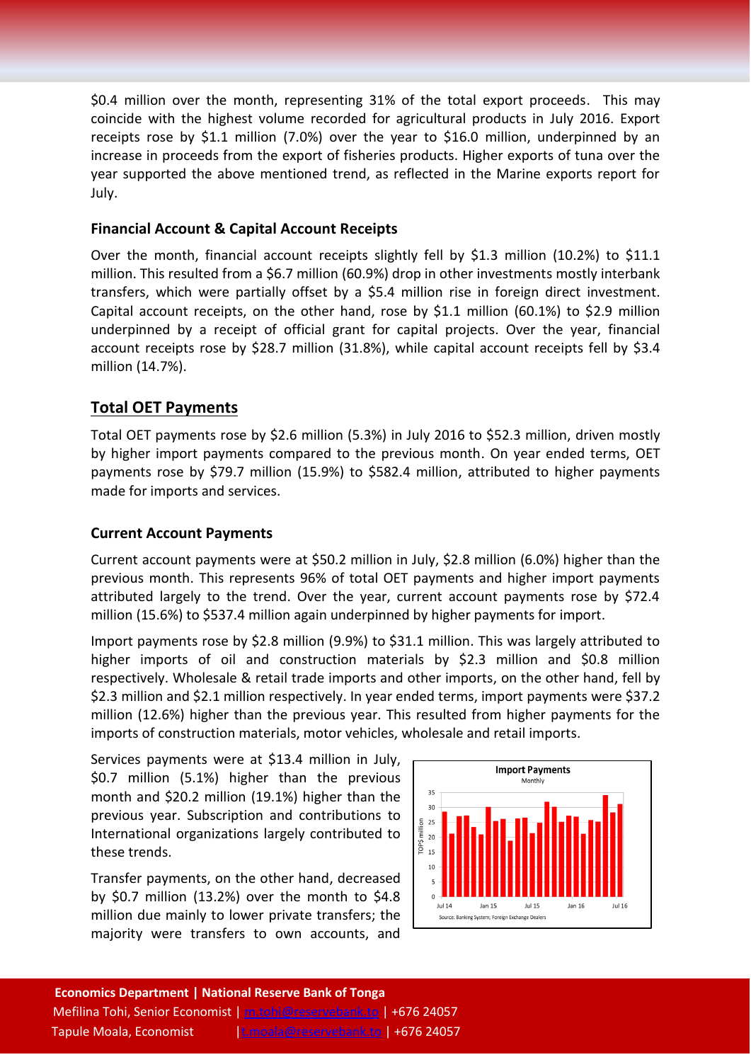$0.4 million over the month, representing 31% of the total export proceeds. This may coincide with the highest volume recorded for agricultural products in July 2016. Export receipts rose by $1.1 million (7.0%) over the year to $16.0 million, underpinned by an increase in proceeds from the export of fisheries products. Higher exports of tuna over the year supported the above mentioned trend, as reflected in the Marine exports report for July.

### Financial Account & Capital Account Receipts

Over the month, financial account receipts slightly fell by $1.3 million (10.2%) to $11.1 million. This resulted from a $6.7 million (60.9%) drop in other investments mostly interbank transfers, which were partially offset by a $5.4 million rise in foreign direct investment. Capital account receipts, on the other hand, rose by $1.1 million (60.1%) to $2.9 million underpinned by a receipt of official grant for capital projects. Over the year, financial account receipts rose by $28.7 million (31.8%), while capital account receipts fell by $3.4 million (14.7%).

## Total OET Payments

Total OET payments rose by $2.6 million (5.3%) in July 2016 to $52.3 million, driven mostly by higher import payments compared to the previous month. On year ended terms, OET payments rose by $79.7 million (15.9%) to $582.4 million, attributed to higher payments made for imports and services.

### Current Account Payments

Current account payments were at $50.2 million in July, $2.8 million (6.0%) higher than the previous month. This represents 96% of total OET payments and higher import payments attributed largely to the trend. Over the year, current account payments rose by $72.4 million (15.6%) to $537.4 million again underpinned by higher payments for import.

Import payments rose by $2.8 million (9.9%) to $31.1 million. This was largely attributed to higher imports of oil and construction materials by $2.3 million and $0.8 million respectively. Wholesale & retail trade imports and other imports, on the other hand, fell by $2.3 million and $2.1 million respectively. In year ended terms, import payments were $37.2 million (12.6%) higher than the previous year. This resulted from higher payments for the imports of construction materials, motor vehicles, wholesale and retail imports.

Services payments were at $13.4 million in July, $0.7 million (5.1%) higher than the previous month and $20.2 million (19.1%) higher than the previous year. Subscription and contributions to International organizations largely contributed to these trends.

Transfer payments, on the other hand, decreased by $0.7 million (13.2%) over the month to $4.8 million due mainly to lower private transfers; the majority were transfers to own accounts, and

**Import Payments**
Monthly

Source: Banking System; Foreign Exchange Dealers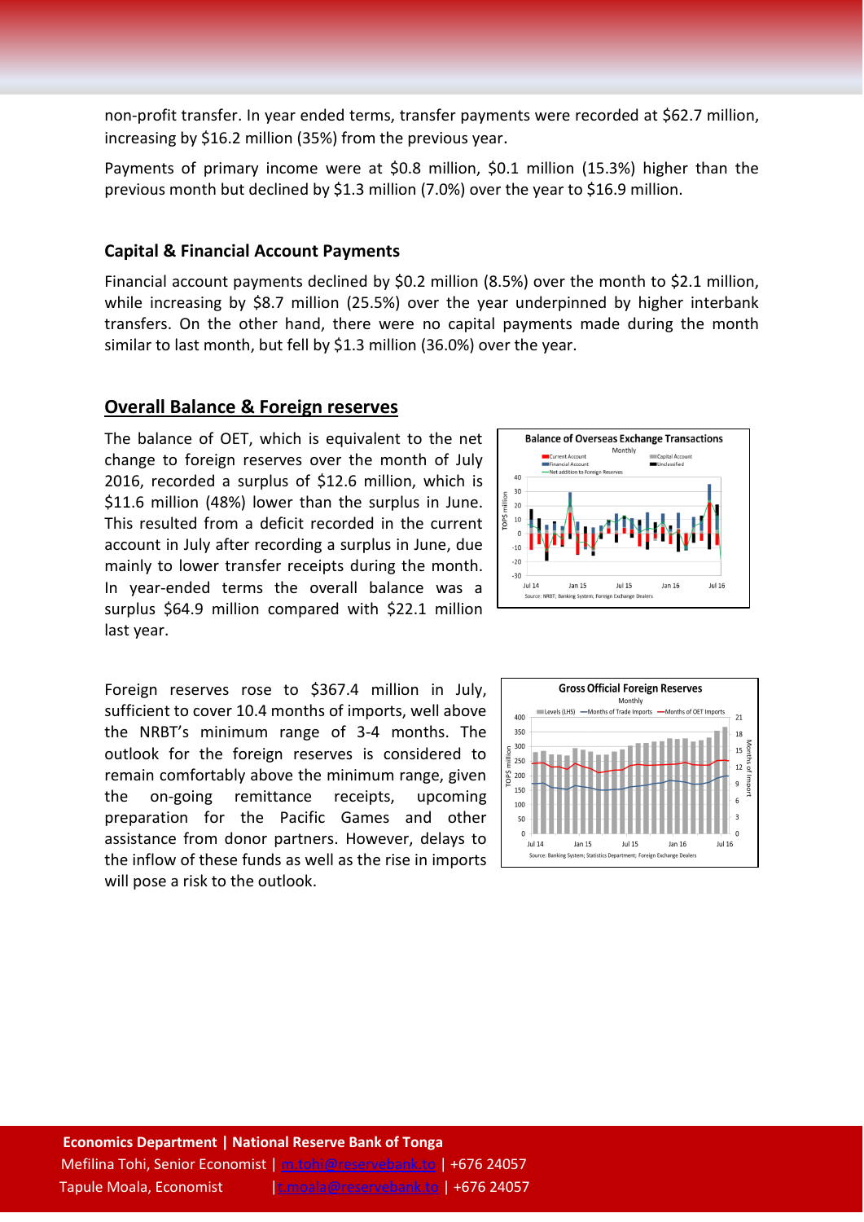non-profit transfer. In year ended terms, transfer payments were recorded at $62.7 million, increasing by $16.2 million (35%) from the previous year.

Payments of primary income were at $0.8 million, $0.1 million (15.3%) higher than the previous month but declined by $1.3 million (7.0%) over the year to $16.9 million.

### Capital & Financial Account Payments

Financial account payments declined by $0.2 million (8.5%) over the month to $2.1 million, while increasing by $8.7 million (25.5%) over the year underpinned by higher interbank transfers. On the other hand, there were no capital payments made during the month similar to last month, but fell by $1.3 million (36.0%) over the year.

## Overall Balance & Foreign reserves

The balance of OET, which is equivalent to the net change to foreign reserves over the month of July 2016, recorded a surplus of $12.6 million, which is $11.6 million (48%) lower than the surplus in June. This resulted from a deficit recorded in the current account in July after recording a surplus in June, due mainly to lower transfer receipts during the month. In year-ended terms the overall balance was a surplus $64.9 million compared with $22.1 million last year.

Foreign reserves rose to $367.4 million in July, sufficient to cover 10.4 months of imports, well above the NRBT's minimum range of 3-4 months. The outlook for the foreign reserves is considered to remain comfortably above the minimum range, given the on-going remittance receipts, upcoming preparation for the Pacific Games and other assistance from donor partners. However, delays to the inflow of these funds as well as the rise in imports will pose a risk to the outlook.

**Economics Department | National Reserve Bank of Tonga**
Mefilina Tohi, Senior Economist | m.tohi@reservebank.to | +676 24057
Tapule Moala, Economist | t.moala@reservebank.to | +676 24057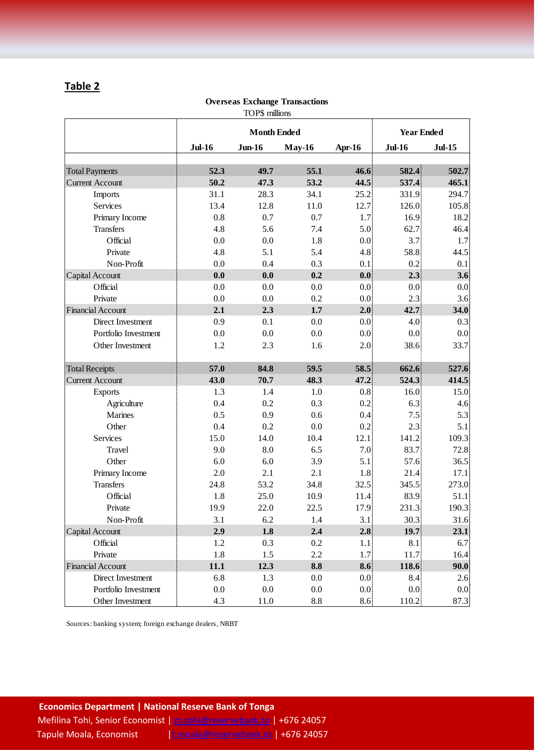## Table 2

**Overseas Exchange Transactions**
TOP$ millions

| | Month Ended | | | | Year Ended | |
|---|---|---|---|---|---|---|
| | **Jul-16** | **Jun-16** | **May-16** | **Apr-16** | **Jul-16** | **Jul-15** |
| Total Payments | **52.3** | **49.7** | **55.1** | **46.6** | **582.4** | **502.7** |
| Current Account | **50.2** | **47.3** | **53.2** | **44.5** | **537.4** | **465.1** |
| Imports | 31.1 | 28.3 | 34.1 | 25.2 | 331.9 | 294.7 |
| Services | 13.4 | 12.8 | 11.0 | 12.7 | 126.0 | 105.8 |
| Primary Income | 0.8 | 0.7 | 0.7 | 1.7 | 16.9 | 18.2 |
| Transfers | 4.8 | 5.6 | 7.4 | 5.0 | 62.7 | 46.4 |
| Official | 0.0 | 0.0 | 1.8 | 0.0 | 3.7 | 1.7 |
| Private | 4.8 | 5.1 | 5.4 | 4.8 | 58.8 | 44.5 |
| Non-Profit | 0.0 | 0.4 | 0.3 | 0.1 | 0.2 | 0.1 |
| Capital Account | **0.0** | **0.0** | **0.2** | **0.0** | **2.3** | **3.6** |
| Official | 0.0 | 0.0 | 0.0 | 0.0 | 0.0 | 0.0 |
| Private | 0.0 | 0.0 | 0.2 | 0.0 | 2.3 | 3.6 |
| Financial Account | **2.1** | **2.3** | **1.7** | **2.0** | **42.7** | **34.0** |
| Direct Investment | 0.9 | 0.1 | 0.0 | 0.0 | 4.0 | 0.3 |
| Portfolio Investment | 0.0 | 0.0 | 0.0 | 0.0 | 0.0 | 0.0 |
| Other Investment | 1.2 | 2.3 | 1.6 | 2.0 | 38.6 | 33.7 |
| Total Receipts | **57.0** | **84.8** | **59.5** | **58.5** | **662.6** | **527.6** |
| Current Account | **43.0** | **70.7** | **48.3** | **47.2** | **524.3** | **414.5** |
| Exports | 1.3 | 1.4 | 1.0 | 0.8 | 16.0 | 15.0 |
| Agriculture | 0.4 | 0.2 | 0.3 | 0.2 | 6.3 | 4.6 |
| Marines | 0.5 | 0.9 | 0.6 | 0.4 | 7.5 | 5.3 |
| Other | 0.4 | 0.2 | 0.0 | 0.2 | 2.3 | 5.1 |
| Services | 15.0 | 14.0 | 10.4 | 12.1 | 141.2 | 109.3 |
| Travel | 9.0 | 8.0 | 6.5 | 7.0 | 83.7 | 72.8 |
| Other | 6.0 | 6.0 | 3.9 | 5.1 | 57.6 | 36.5 |
| Primary Income | 2.0 | 2.1 | 2.1 | 1.8 | 21.4 | 17.1 |
| Transfers | 24.8 | 53.2 | 34.8 | 32.5 | 345.5 | 273.0 |
| Official | 1.8 | 25.0 | 10.9 | 11.4 | 83.9 | 51.1 |
| Private | 19.9 | 22.0 | 22.5 | 17.9 | 231.3 | 190.3 |
| Non-Profit | 3.1 | 6.2 | 1.4 | 3.1 | 30.3 | 31.6 |
| Capital Account | **2.9** | **1.8** | **2.4** | **2.8** | **19.7** | **23.1** |
| Official | 1.2 | 0.3 | 0.2 | 1.1 | 8.1 | 6.7 |
| Private | 1.8 | 1.5 | 2.2 | 1.7 | 11.7 | 16.4 |
| Financial Account | **11.1** | **12.3** | **8.8** | **8.6** | **118.6** | **90.0** |
| Direct Investment | 6.8 | 1.3 | 0.0 | 0.0 | 8.4 | 2.6 |
| Portfolio Investment | 0.0 | 0.0 | 0.0 | 0.0 | 0.0 | 0.0 |
| Other Investment | 4.3 | 11.0 | 8.8 | 8.6 | 110.2 | 87.3 |

Sources: banking system; foreign exchange dealers, NRBT

**Economics Department | National Reserve Bank of Tonga**
Mefilina Tohi, Senior Economist | m.tohi@reservebank.to | +676 24057
Tapule Moala, Economist | t.moala@reservebank.to | +676 24057